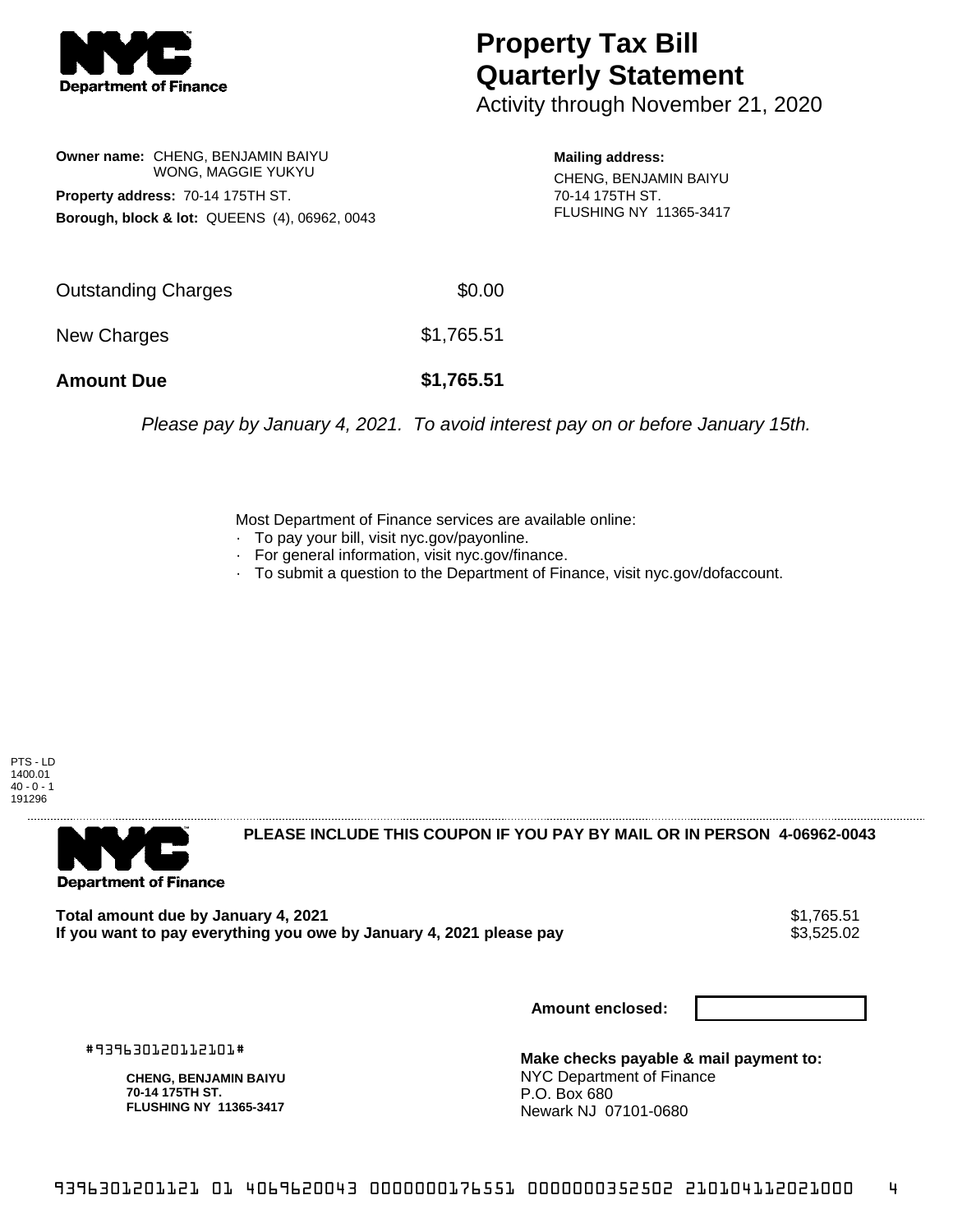# Property Tax Bill Quarterly Statement

Activity through November 21, 2020

**Owner name:** CHENG, BENJAMIN BAIYU
WONG, MAGGIE YUKYU

**Property address:** 70-14 175TH ST.

**Borough, block & lot:** QUEENS (4), 06962, 0043

**Mailing address:**
CHENG, BENJAMIN BAIYU
70-14 175TH ST.
FLUSHING NY 11365-3417

| | |
|---|---|
| Outstanding Charges | $0.00 |
| New Charges | $1,765.51 |
| **Amount Due** | **$1,765.51** |

*Please pay by January 4, 2021. To avoid interest pay on or before January 15th.*

Most Department of Finance services are available online:
- To pay your bill, visit nyc.gov/payonline.
- For general information, visit nyc.gov/finance.
- To submit a question to the Department of Finance, visit nyc.gov/dofaccount.

PTS - LD
1400.01
40 - 0 - 1
191296

**PLEASE INCLUDE THIS COUPON IF YOU PAY BY MAIL OR IN PERSON 4-06962-0043**

| | |
|---|---|
| **Total amount due by January 4, 2021** | $1,765.51 |
| **If you want to pay everything you owe by January 4, 2021 please pay** | $3,525.02 |

**Amount enclosed:**

#939630120112101#

**CHENG, BENJAMIN BAIYU**
**70-14 175TH ST.**
**FLUSHING NY 11365-3417**

**Make checks payable & mail payment to:**
NYC Department of Finance
P.O. Box 680
Newark NJ 07101-0680

9396301201121 01 4069620043 0000000176551 0000000352502 210104112021000 4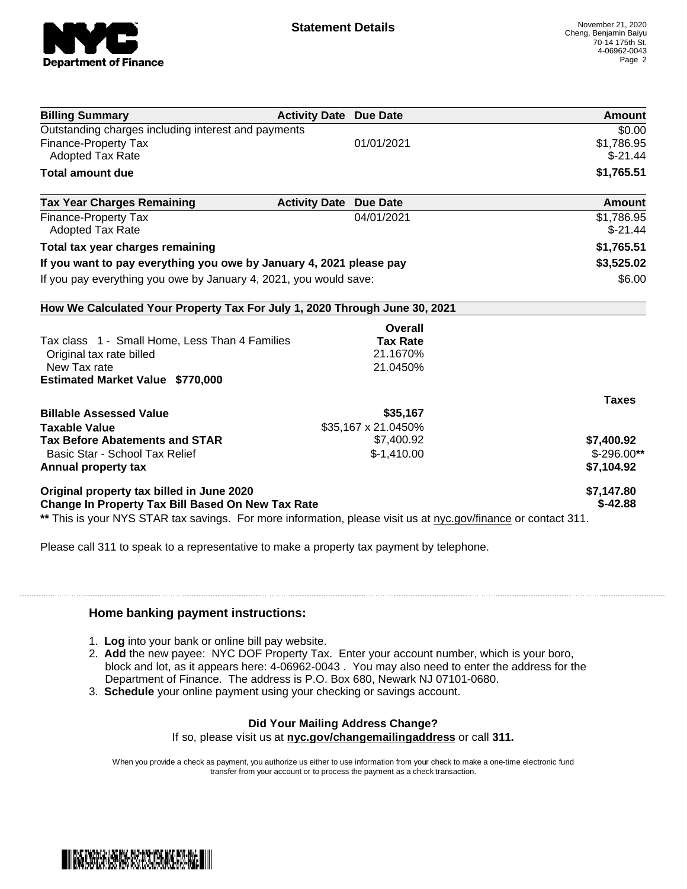# Statement Details

November 21, 2020
Cheng, Benjamin Baiyu
70-14 175th St.
4-06962-0043

| Billing Summary | Activity Date | Due Date | Amount |
|---|---|---|---|
| Outstanding charges including interest and payments | | | $0.00 |
| Finance-Property Tax | | 01/01/2021 | $1,786.95 |
| Adopted Tax Rate | | | $-21.44 |
| **Total amount due** | | | **$1,765.51** |

| Tax Year Charges Remaining | Activity Date | Due Date | Amount |
|---|---|---|---|
| Finance-Property Tax | | 04/01/2021 | $1,786.95 |
| Adopted Tax Rate | | | $-21.44 |
| **Total tax year charges remaining** | | | **$1,765.51** |
| **If you want to pay everything you owe by January 4, 2021 please pay** | | | **$3,525.02** |
| If you pay everything you owe by January 4, 2021, you would save: | | | $6.00 |

**How We Calculated Your Property Tax For July 1, 2020 Through June 30, 2021**

| | Overall Tax Rate | Taxes |
|---|---|---|
| Tax class 1 - Small Home, Less Than 4 Families | | |
| Original tax rate billed | 21.1670% | |
| New Tax rate | 21.0450% | |
| **Estimated Market Value $770,000** | | |
| **Billable Assessed Value** | **$35,167** | |
| **Taxable Value** | $35,167 x 21.0450% | |
| **Tax Before Abatements and STAR** | $7,400.92 | **$7,400.92** |
| Basic Star - School Tax Relief | $-1,410.00 | $-296.00** |
| **Annual property tax** | | **$7,104.92** |
| **Original property tax billed in June 2020** | | **$7,147.80** |
| **Change In Property Tax Bill Based On New Tax Rate** | | **$-42.88** |

** This is your NYS STAR tax savings. For more information, please visit us at nyc.gov/finance or contact 311.

Please call 311 to speak to a representative to make a property tax payment by telephone.

### Home banking payment instructions:

1. **Log** into your bank or online bill pay website.
2. **Add** the new payee: NYC DOF Property Tax. Enter your account number, which is your boro, block and lot, as it appears here: 4-06962-0043 . You may also need to enter the address for the Department of Finance. The address is P.O. Box 680, Newark NJ 07101-0680.
3. **Schedule** your online payment using your checking or savings account.

**Did Your Mailing Address Change?**

If so, please visit us at **nyc.gov/changemailingaddress** or call **311.**

When you provide a check as payment, you authorize us either to use information from your check to make a one-time electronic fund transfer from your account or to process the payment as a check transaction.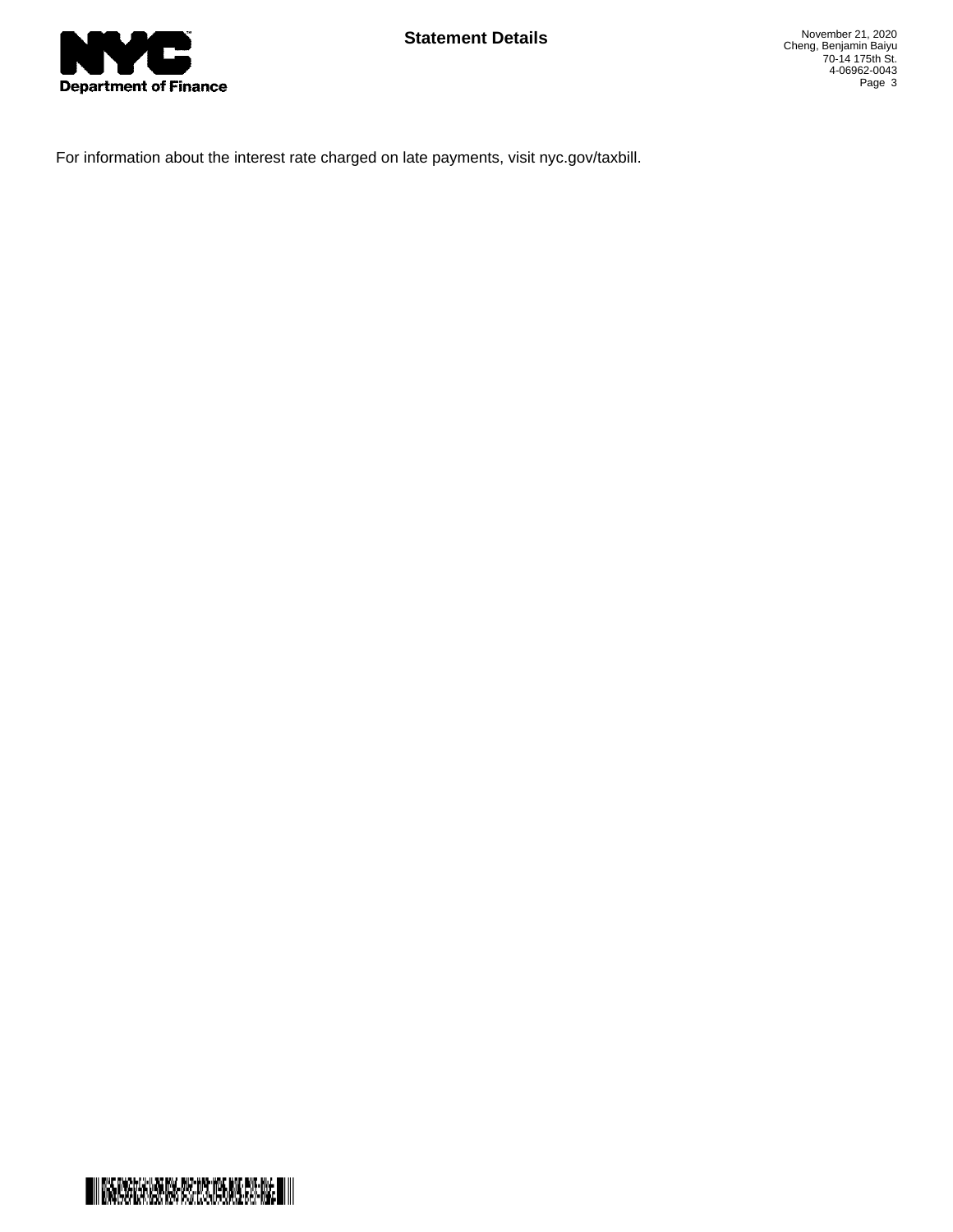For information about the interest rate charged on late payments, visit nyc.gov/taxbill.